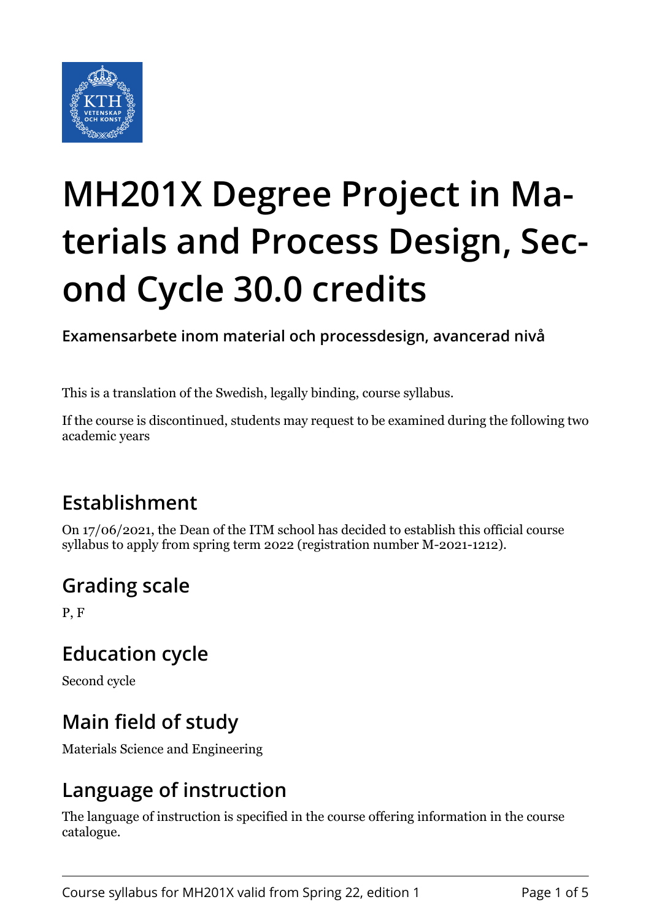# MH201X Degree Project in Materials and Process Design, Second Cycle 30.0 credits

**Examensarbete inom material och processdesign, avancerad nivå**

This is a translation of the Swedish, legally binding, course syllabus.

If the course is discontinued, students may request to be examined during the following two academic years

## Establishment

On 17/06/2021, the Dean of the ITM school has decided to establish this official course syllabus to apply from spring term 2022 (registration number M-2021-1212).

## Grading scale

P, F

## Education cycle

Second cycle

## Main field of study

Materials Science and Engineering

## Language of instruction

The language of instruction is specified in the course offering information in the course catalogue.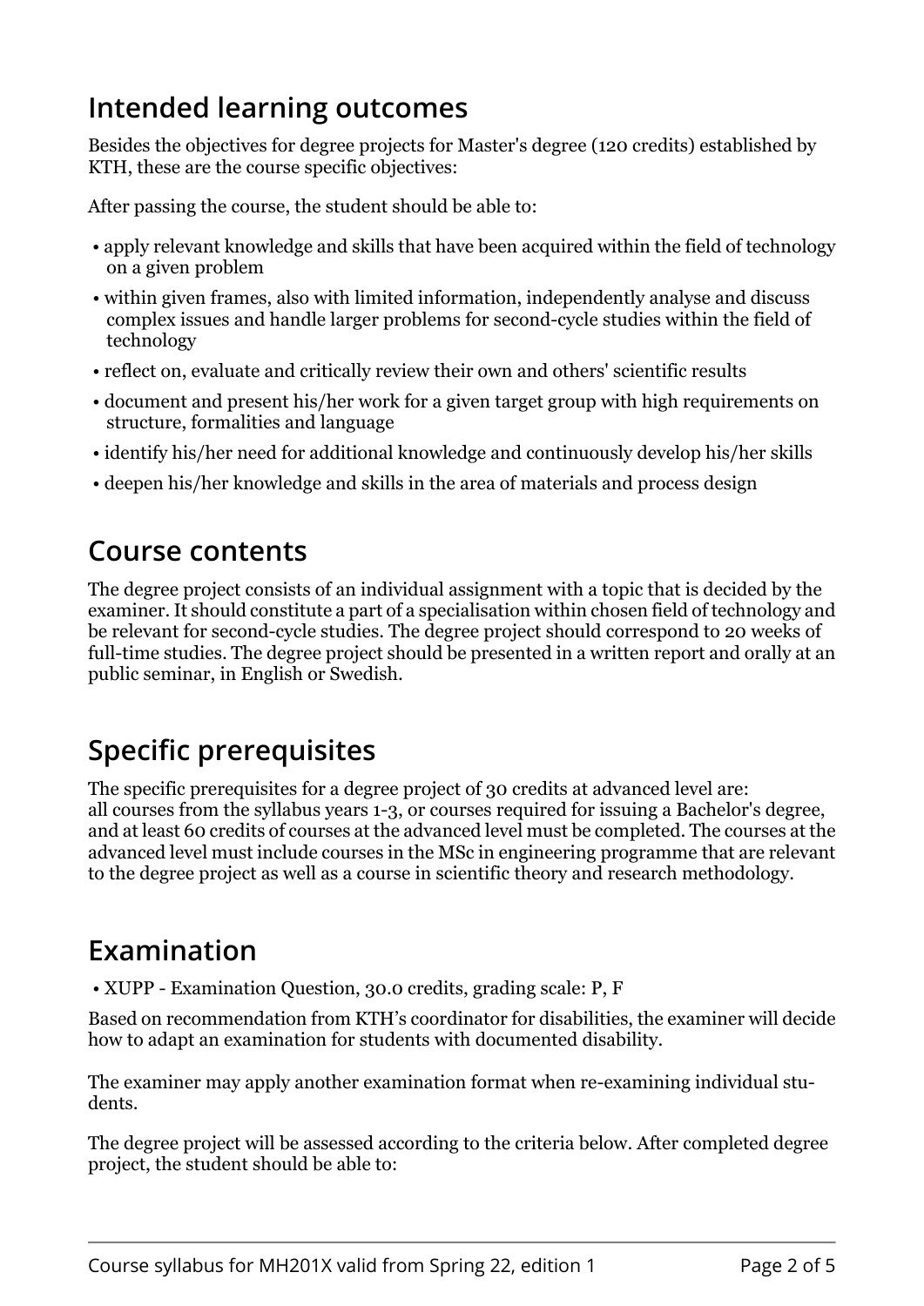## Intended learning outcomes

Besides the objectives for degree projects for Master's degree (120 credits) established by KTH, these are the course specific objectives:

After passing the course, the student should be able to:

- apply relevant knowledge and skills that have been acquired within the field of technology on a given problem
- within given frames, also with limited information, independently analyse and discuss complex issues and handle larger problems for second-cycle studies within the field of technology
- reflect on, evaluate and critically review their own and others' scientific results
- document and present his/her work for a given target group with high requirements on structure, formalities and language
- identify his/her need for additional knowledge and continuously develop his/her skills
- deepen his/her knowledge and skills in the area of materials and process design

## Course contents

The degree project consists of an individual assignment with a topic that is decided by the examiner. It should constitute a part of a specialisation within chosen field of technology and be relevant for second-cycle studies. The degree project should correspond to 20 weeks of full-time studies. The degree project should be presented in a written report and orally at an public seminar, in English or Swedish.

## Specific prerequisites

The specific prerequisites for a degree project of 30 credits at advanced level are:
all courses from the syllabus years 1-3, or courses required for issuing a Bachelor's degree, and at least 60 credits of courses at the advanced level must be completed. The courses at the advanced level must include courses in the MSc in engineering programme that are relevant to the degree project as well as a course in scientific theory and research methodology.

## Examination

- XUPP - Examination Question, 30.0 credits, grading scale: P, F

Based on recommendation from KTH's coordinator for disabilities, the examiner will decide how to adapt an examination for students with documented disability.

The examiner may apply another examination format when re-examining individual students.

The degree project will be assessed according to the criteria below. After completed degree project, the student should be able to: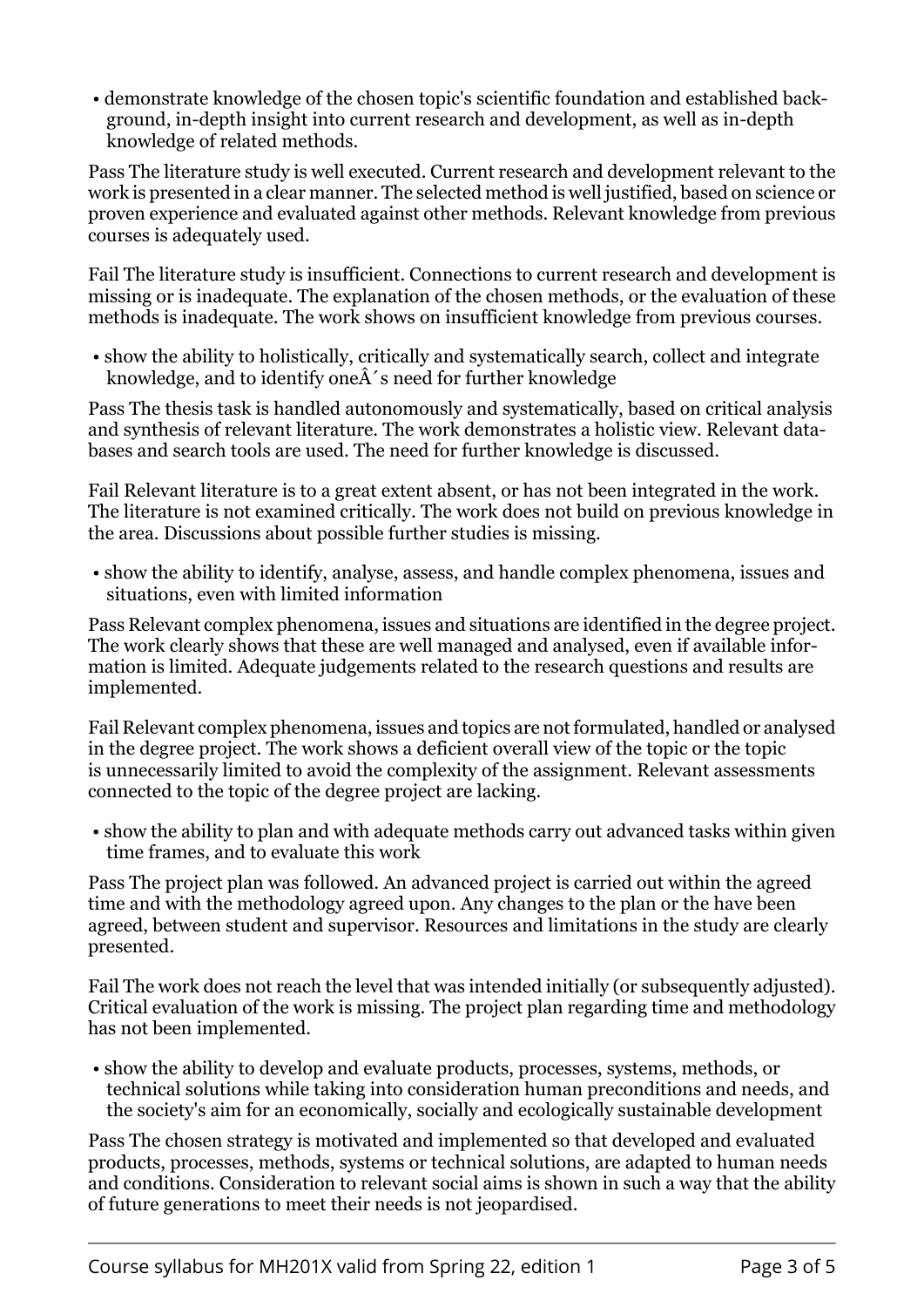- demonstrate knowledge of the chosen topic's scientific foundation and established background, in-depth insight into current research and development, as well as in-depth knowledge of related methods.

Pass The literature study is well executed. Current research and development relevant to the work is presented in a clear manner. The selected method is well justified, based on science or proven experience and evaluated against other methods. Relevant knowledge from previous courses is adequately used.

Fail The literature study is insufficient. Connections to current research and development is missing or is inadequate. The explanation of the chosen methods, or the evaluation of these methods is inadequate. The work shows on insufficient knowledge from previous courses.

- show the ability to holistically, critically and systematically search, collect and integrate knowledge, and to identify oneÂ´s need for further knowledge

Pass The thesis task is handled autonomously and systematically, based on critical analysis and synthesis of relevant literature. The work demonstrates a holistic view. Relevant databases and search tools are used. The need for further knowledge is discussed.

Fail Relevant literature is to a great extent absent, or has not been integrated in the work. The literature is not examined critically. The work does not build on previous knowledge in the area. Discussions about possible further studies is missing.

- show the ability to identify, analyse, assess, and handle complex phenomena, issues and situations, even with limited information

Pass Relevant complex phenomena, issues and situations are identified in the degree project. The work clearly shows that these are well managed and analysed, even if available information is limited. Adequate judgements related to the research questions and results are implemented.

Fail Relevant complex phenomena, issues and topics are not formulated, handled or analysed in the degree project. The work shows a deficient overall view of the topic or the topic is unnecessarily limited to avoid the complexity of the assignment. Relevant assessments connected to the topic of the degree project are lacking.

- show the ability to plan and with adequate methods carry out advanced tasks within given time frames, and to evaluate this work

Pass The project plan was followed. An advanced project is carried out within the agreed time and with the methodology agreed upon. Any changes to the plan or the have been agreed, between student and supervisor. Resources and limitations in the study are clearly presented.

Fail The work does not reach the level that was intended initially (or subsequently adjusted). Critical evaluation of the work is missing. The project plan regarding time and methodology has not been implemented.

- show the ability to develop and evaluate products, processes, systems, methods, or technical solutions while taking into consideration human preconditions and needs, and the society's aim for an economically, socially and ecologically sustainable development

Pass The chosen strategy is motivated and implemented so that developed and evaluated products, processes, methods, systems or technical solutions, are adapted to human needs and conditions. Consideration to relevant social aims is shown in such a way that the ability of future generations to meet their needs is not jeopardised.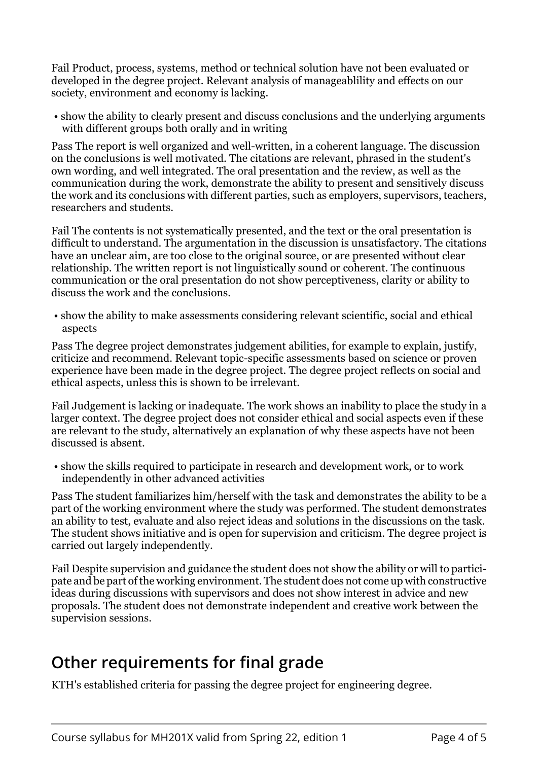Fail Product, process, systems, method or technical solution have not been evaluated or developed in the degree project. Relevant analysis of manageablility and effects on our society, environment and economy is lacking.

- show the ability to clearly present and discuss conclusions and the underlying arguments with different groups both orally and in writing

Pass The report is well organized and well-written, in a coherent language. The discussion on the conclusions is well motivated. The citations are relevant, phrased in the student's own wording, and well integrated. The oral presentation and the review, as well as the communication during the work, demonstrate the ability to present and sensitively discuss the work and its conclusions with different parties, such as employers, supervisors, teachers, researchers and students.

Fail The contents is not systematically presented, and the text or the oral presentation is difficult to understand. The argumentation in the discussion is unsatisfactory. The citations have an unclear aim, are too close to the original source, or are presented without clear relationship. The written report is not linguistically sound or coherent. The continuous communication or the oral presentation do not show perceptiveness, clarity or ability to discuss the work and the conclusions.

- show the ability to make assessments considering relevant scientific, social and ethical aspects

Pass The degree project demonstrates judgement abilities, for example to explain, justify, criticize and recommend. Relevant topic-specific assessments based on science or proven experience have been made in the degree project. The degree project reflects on social and ethical aspects, unless this is shown to be irrelevant.

Fail Judgement is lacking or inadequate. The work shows an inability to place the study in a larger context. The degree project does not consider ethical and social aspects even if these are relevant to the study, alternatively an explanation of why these aspects have not been discussed is absent.

- show the skills required to participate in research and development work, or to work independently in other advanced activities

Pass The student familiarizes him/herself with the task and demonstrates the ability to be a part of the working environment where the study was performed. The student demonstrates an ability to test, evaluate and also reject ideas and solutions in the discussions on the task. The student shows initiative and is open for supervision and criticism. The degree project is carried out largely independently.

Fail Despite supervision and guidance the student does not show the ability or will to participate and be part of the working environment. The student does not come up with constructive ideas during discussions with supervisors and does not show interest in advice and new proposals. The student does not demonstrate independent and creative work between the supervision sessions.

## Other requirements for final grade

KTH's established criteria for passing the degree project for engineering degree.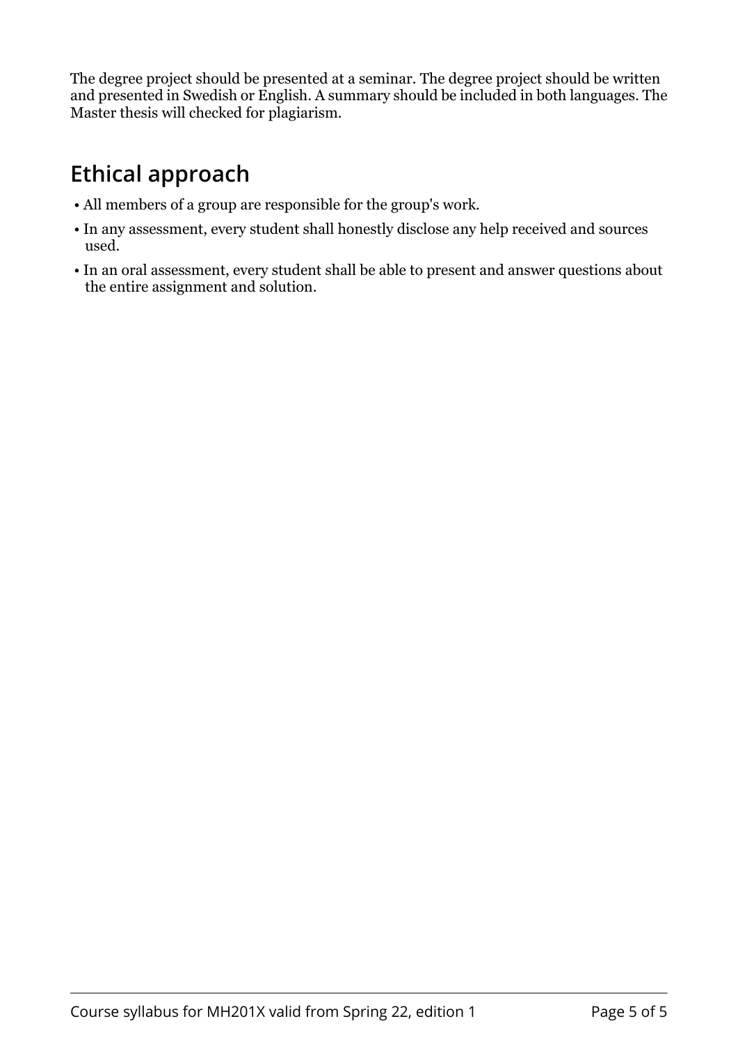The degree project should be presented at a seminar. The degree project should be written and presented in Swedish or English. A summary should be included in both languages. The Master thesis will checked for plagiarism.

## Ethical approach

- All members of a group are responsible for the group's work.
- In any assessment, every student shall honestly disclose any help received and sources used.
- In an oral assessment, every student shall be able to present and answer questions about the entire assignment and solution.